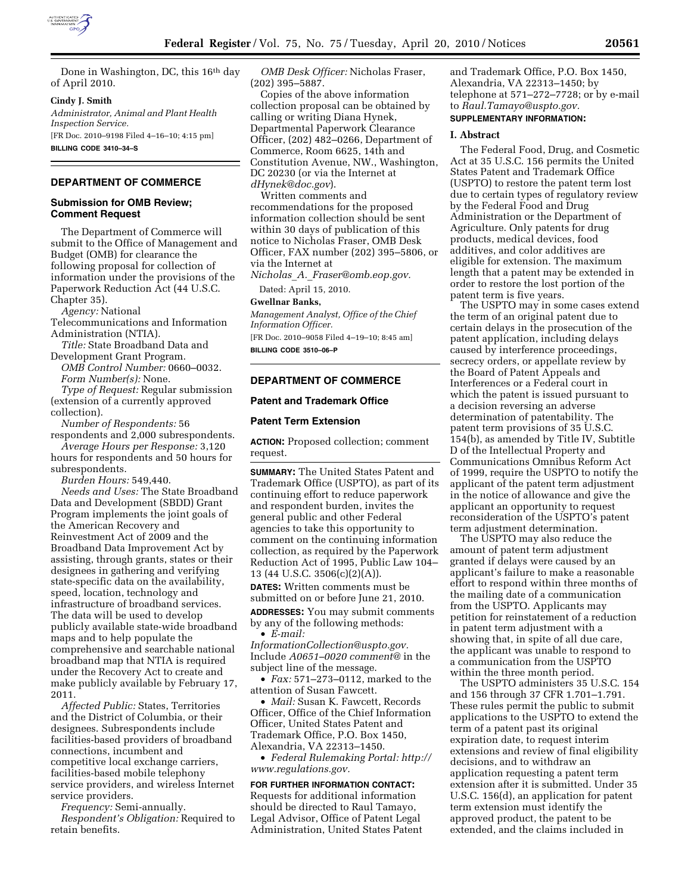Done in Washington, DC, this 16th day of April 2010.

**Cindy J. Smith**

*Administrator, Animal and Plant Health Inspection Service.*

[FR Doc. 2010–9198 Filed 4–16–10; 4:15 pm]

**BILLING CODE 3410–34–S**

## DEPARTMENT OF COMMERCE

### Submission for OMB Review; Comment Request

The Department of Commerce will submit to the Office of Management and Budget (OMB) for clearance the following proposal for collection of information under the provisions of the Paperwork Reduction Act (44 U.S.C. Chapter 35).

*Agency:* National Telecommunications and Information Administration (NTIA).

*Title:* State Broadband Data and Development Grant Program.

*OMB Control Number:* 0660–0032.

*Form Number(s):* None.

*Type of Request:* Regular submission (extension of a currently approved collection).

*Number of Respondents:* 56 respondents and 2,000 subrespondents.

*Average Hours per Response:* 3,120 hours for respondents and 50 hours for subrespondents.

*Burden Hours:* 549,440.

*Needs and Uses:* The State Broadband Data and Development (SBDD) Grant Program implements the joint goals of the American Recovery and Reinvestment Act of 2009 and the Broadband Data Improvement Act by assisting, through grants, states or their designees in gathering and verifying state-specific data on the availability, speed, location, technology and infrastructure of broadband services. The data will be used to develop publicly available state-wide broadband maps and to help populate the comprehensive and searchable national broadband map that NTIA is required under the Recovery Act to create and make publicly available by February 17, 2011.

*Affected Public:* States, Territories and the District of Columbia, or their designees. Subrespondents include facilities-based providers of broadband connections, incumbent and competitive local exchange carriers, facilities-based mobile telephony service providers, and wireless Internet service providers.

*Frequency:* Semi-annually.

*Respondent's Obligation:* Required to retain benefits.

*OMB Desk Officer:* Nicholas Fraser, (202) 395–5887.

Copies of the above information collection proposal can be obtained by calling or writing Diana Hynek, Departmental Paperwork Clearance Officer, (202) 482–0266, Department of Commerce, Room 6625, 14th and Constitution Avenue, NW., Washington, DC 20230 (or via the Internet at *dHynek@doc.gov*).

Written comments and recommendations for the proposed information collection should be sent within 30 days of publication of this notice to Nicholas Fraser, OMB Desk Officer, FAX number (202) 395–5806, or via the Internet at *Nicholas_A._Fraser@omb.eop.gov.*

Dated: April 15, 2010.

**Gwellnar Banks,**

*Management Analyst, Office of the Chief Information Officer.*

[FR Doc. 2010–9058 Filed 4–19–10; 8:45 am]

**BILLING CODE 3510–06–P**

## DEPARTMENT OF COMMERCE

### Patent and Trademark Office

### Patent Term Extension

**ACTION:** Proposed collection; comment request.

**SUMMARY:** The United States Patent and Trademark Office (USPTO), as part of its continuing effort to reduce paperwork and respondent burden, invites the general public and other Federal agencies to take this opportunity to comment on the continuing information collection, as required by the Paperwork Reduction Act of 1995, Public Law 104–13 (44 U.S.C. 3506(c)(2)(A)).

**DATES:** Written comments must be submitted on or before June 21, 2010.

**ADDRESSES:** You may submit comments by any of the following methods:

- *E-mail: InformationCollection@uspto.gov.* Include *A0651–0020 comment@* in the subject line of the message.
- *Fax:* 571–273–0112, marked to the attention of Susan Fawcett.
- *Mail:* Susan K. Fawcett, Records Officer, Office of the Chief Information Officer, United States Patent and Trademark Office, P.O. Box 1450, Alexandria, VA 22313–1450.
- *Federal Rulemaking Portal: http://www.regulations.gov.*

**FOR FURTHER INFORMATION CONTACT:** Requests for additional information should be directed to Raul Tamayo, Legal Advisor, Office of Patent Legal Administration, United States Patent and Trademark Office, P.O. Box 1450, Alexandria, VA 22313–1450; by telephone at 571–272–7728; or by e-mail to *Raul.Tamayo@uspto.gov.*

**SUPPLEMENTARY INFORMATION:**

#### I. Abstract

The Federal Food, Drug, and Cosmetic Act at 35 U.S.C. 156 permits the United States Patent and Trademark Office (USPTO) to restore the patent term lost due to certain types of regulatory review by the Federal Food and Drug Administration or the Department of Agriculture. Only patents for drug products, medical devices, food additives, and color additives are eligible for extension. The maximum length that a patent may be extended in order to restore the lost portion of the patent term is five years.

The USPTO may in some cases extend the term of an original patent due to certain delays in the prosecution of the patent application, including delays caused by interference proceedings, secrecy orders, or appellate review by the Board of Patent Appeals and Interferences or a Federal court in which the patent is issued pursuant to a decision reversing an adverse determination of patentability. The patent term provisions of 35 U.S.C. 154(b), as amended by Title IV, Subtitle D of the Intellectual Property and Communications Omnibus Reform Act of 1999, require the USPTO to notify the applicant of the patent term adjustment in the notice of allowance and give the applicant an opportunity to request reconsideration of the USPTO's patent term adjustment determination.

The USPTO may also reduce the amount of patent term adjustment granted if delays were caused by an applicant's failure to make a reasonable effort to respond within three months of the mailing date of a communication from the USPTO. Applicants may petition for reinstatement of a reduction in patent term adjustment with a showing that, in spite of all due care, the applicant was unable to respond to a communication from the USPTO within the three month period.

The USPTO administers 35 U.S.C. 154 and 156 through 37 CFR 1.701–1.791. These rules permit the public to submit applications to the USPTO to extend the term of a patent past its original expiration date, to request interim extensions and review of final eligibility decisions, and to withdraw an application requesting a patent term extension after it is submitted. Under 35 U.S.C. 156(d), an application for patent term extension must identify the approved product, the patent to be extended, and the claims included in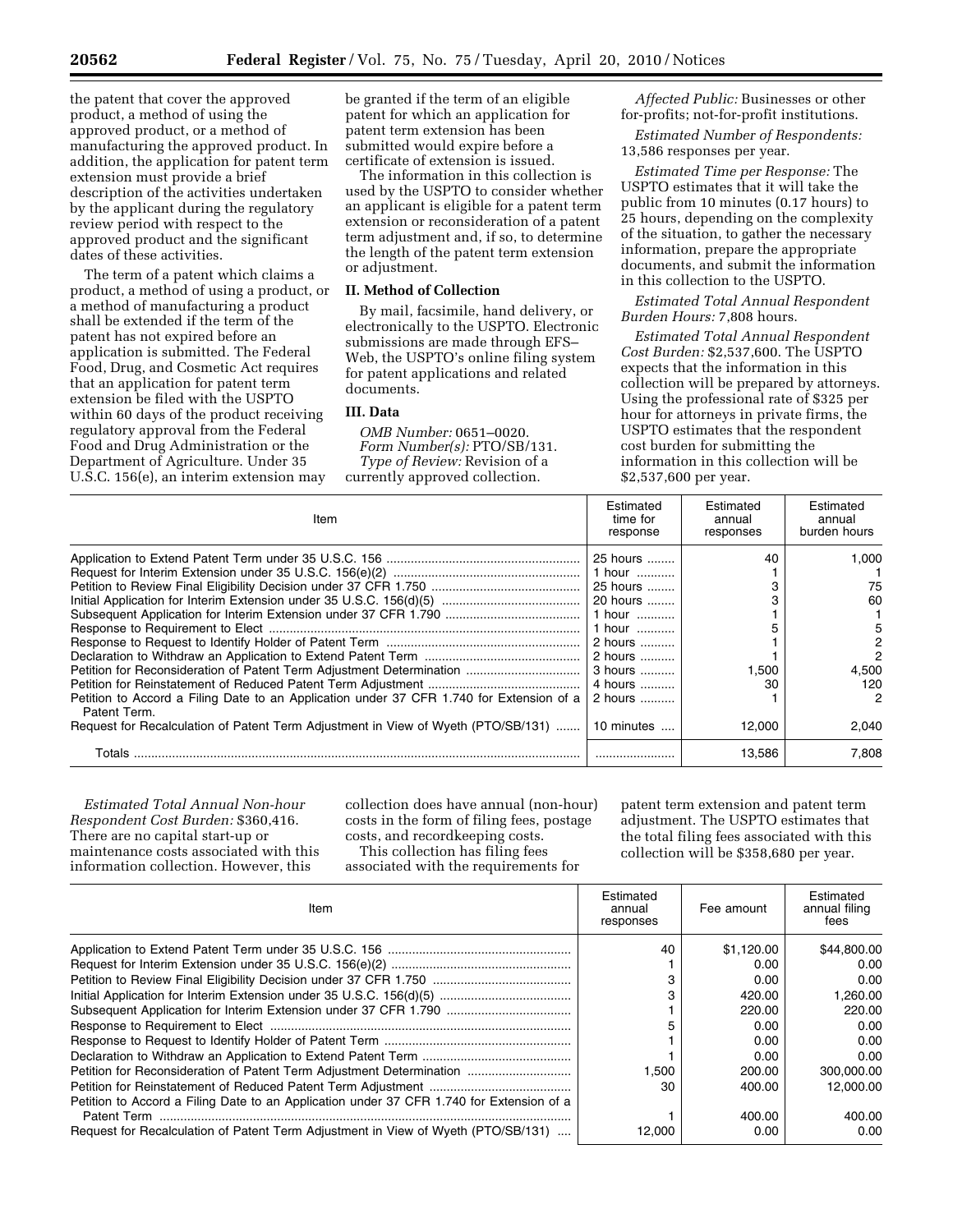the patent that cover the approved product, a method of using the approved product, or a method of manufacturing the approved product. In addition, the application for patent term extension must provide a brief description of the activities undertaken by the applicant during the regulatory review period with respect to the approved product and the significant dates of these activities.

The term of a patent which claims a product, a method of using a product, or a method of manufacturing a product shall be extended if the term of the patent has not expired before an application is submitted. The Federal Food, Drug, and Cosmetic Act requires that an application for patent term extension be filed with the USPTO within 60 days of the product receiving regulatory approval from the Federal Food and Drug Administration or the Department of Agriculture. Under 35 U.S.C. 156(e), an interim extension may be granted if the term of an eligible patent for which an application for patent term extension has been submitted would expire before a certificate of extension is issued.

The information in this collection is used by the USPTO to consider whether an applicant is eligible for a patent term extension or reconsideration of a patent term adjustment and, if so, to determine the length of the patent term extension or adjustment.

## II. Method of Collection

By mail, facsimile, hand delivery, or electronically to the USPTO. Electronic submissions are made through EFS–Web, the USPTO's online filing system for patent applications and related documents.

## III. Data

*OMB Number:* 0651–0020.

*Form Number(s):* PTO/SB/131.

*Type of Review:* Revision of a currently approved collection.

*Affected Public:* Businesses or other for-profits; not-for-profit institutions.

*Estimated Number of Respondents:* 13,586 responses per year.

*Estimated Time per Response:* The USPTO estimates that it will take the public from 10 minutes (0.17 hours) to 25 hours, depending on the complexity of the situation, to gather the necessary information, prepare the appropriate documents, and submit the information in this collection to the USPTO.

*Estimated Total Annual Respondent Burden Hours:* 7,808 hours.

*Estimated Total Annual Respondent Cost Burden:* $2,537,600. The USPTO expects that the information in this collection will be prepared by attorneys. Using the professional rate of $325 per hour for attorneys in private firms, the USPTO estimates that the respondent cost burden for submitting the information in this collection will be $2,537,600 per year.

| Item | Estimated time for response | Estimated annual responses | Estimated annual burden hours |
|---|---|---|---|
| Application to Extend Patent Term under 35 U.S.C. 156 | 25 hours | 40 | 1,000 |
| Request for Interim Extension under 35 U.S.C. 156(e)(2) | 1 hour | 1 | 1 |
| Petition to Review Final Eligibility Decision under 37 CFR 1.750 | 25 hours | 3 | 75 |
| Initial Application for Interim Extension under 35 U.S.C. 156(d)(5) | 20 hours | 3 | 60 |
| Subsequent Application for Interim Extension under 37 CFR 1.790 | 1 hour | 1 | 1 |
| Response to Requirement to Elect | 1 hour | 5 | 5 |
| Response to Request to Identify Holder of Patent Term | 2 hours | 1 | 2 |
| Declaration to Withdraw an Application to Extend Patent Term | 2 hours | 1 | 2 |
| Petition for Reconsideration of Patent Term Adjustment Determination | 3 hours | 1,500 | 4,500 |
| Petition for Reinstatement of Reduced Patent Term Adjustment | 4 hours | 30 | 120 |
| Petition to Accord a Filing Date to an Application under 37 CFR 1.740 for Extension of a Patent Term. | 2 hours | 1 | 2 |
| Request for Recalculation of Patent Term Adjustment in View of Wyeth (PTO/SB/131) | 10 minutes | 12,000 | 2,040 |
| Totals | | 13,586 | 7,808 |

*Estimated Total Annual Non-hour Respondent Cost Burden:* $360,416. There are no capital start-up or maintenance costs associated with this information collection. However, this collection does have annual (non-hour) costs in the form of filing fees, postage costs, and recordkeeping costs.

This collection has filing fees associated with the requirements for patent term extension and patent term adjustment. The USPTO estimates that the total filing fees associated with this collection will be $358,680 per year.

| Item | Estimated annual responses | Fee amount | Estimated annual filing fees |
|---|---|---|---|
| Application to Extend Patent Term under 35 U.S.C. 156 | 40 | $1,120.00 | $44,800.00 |
| Request for Interim Extension under 35 U.S.C. 156(e)(2) | 1 | 0.00 | 0.00 |
| Petition to Review Final Eligibility Decision under 37 CFR 1.750 | 3 | 0.00 | 0.00 |
| Initial Application for Interim Extension under 35 U.S.C. 156(d)(5) | 3 | 420.00 | 1,260.00 |
| Subsequent Application for Interim Extension under 37 CFR 1.790 | 1 | 220.00 | 220.00 |
| Response to Requirement to Elect | 5 | 0.00 | 0.00 |
| Response to Request to Identify Holder of Patent Term | 1 | 0.00 | 0.00 |
| Declaration to Withdraw an Application to Extend Patent Term | 1 | 0.00 | 0.00 |
| Petition for Reconsideration of Patent Term Adjustment Determination | 1,500 | 200.00 | 300,000.00 |
| Petition for Reinstatement of Reduced Patent Term Adjustment | 30 | 400.00 | 12,000.00 |
| Petition to Accord a Filing Date to an Application under 37 CFR 1.740 for Extension of a Patent Term | 1 | 400.00 | 400.00 |
| Request for Recalculation of Patent Term Adjustment in View of Wyeth (PTO/SB/131) | 12,000 | 0.00 | 0.00 |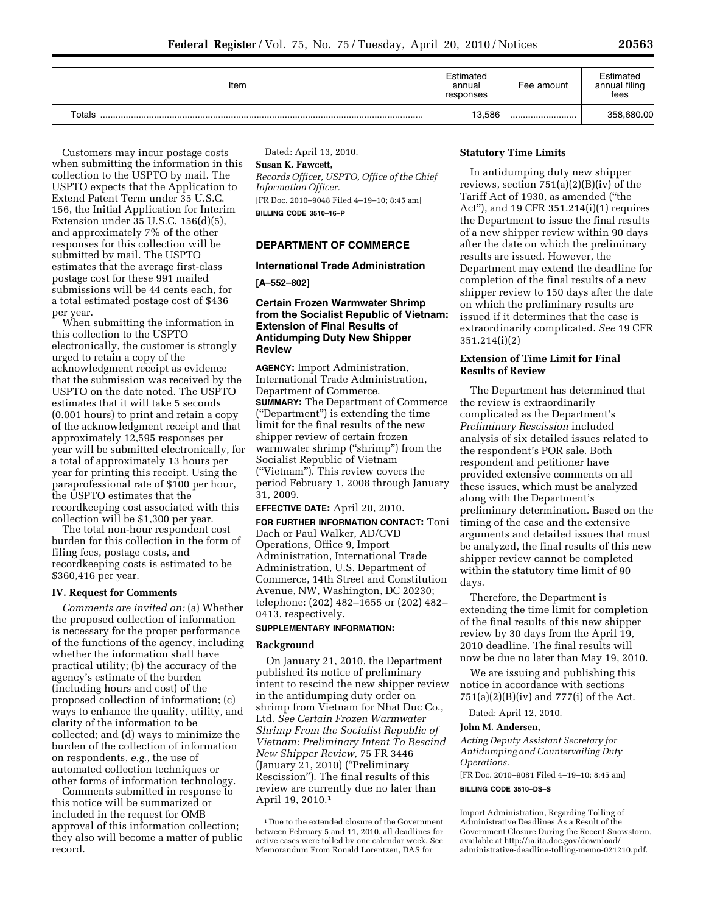| Item | Estimated annual responses | Fee amount | Estimated annual filing fees |
|---|---|---|---|
| Totals | 13,586 | .......................... | 358,680.00 |

Customers may incur postage costs when submitting the information in this collection to the USPTO by mail. The USPTO expects that the Application to Extend Patent Term under 35 U.S.C. 156, the Initial Application for Interim Extension under 35 U.S.C. 156(d)(5), and approximately 7% of the other responses for this collection will be submitted by mail. The USPTO estimates that the average first-class postage cost for these 991 mailed submissions will be 44 cents each, for a total estimated postage cost of $436 per year.

When submitting the information in this collection to the USPTO electronically, the customer is strongly urged to retain a copy of the acknowledgment receipt as evidence that the submission was received by the USPTO on the date noted. The USPTO estimates that it will take 5 seconds (0.001 hours) to print and retain a copy of the acknowledgment receipt and that approximately 12,595 responses per year will be submitted electronically, for a total of approximately 13 hours per year for printing this receipt. Using the paraprofessional rate of $100 per hour, the USPTO estimates that the recordkeeping cost associated with this collection will be $1,300 per year.

The total non-hour respondent cost burden for this collection in the form of filing fees, postage costs, and recordkeeping costs is estimated to be $360,416 per year.

### IV. Request for Comments

*Comments are invited on:* (a) Whether the proposed collection of information is necessary for the proper performance of the functions of the agency, including whether the information shall have practical utility; (b) the accuracy of the agency's estimate of the burden (including hours and cost) of the proposed collection of information; (c) ways to enhance the quality, utility, and clarity of the information to be collected; and (d) ways to minimize the burden of the collection of information on respondents, *e.g.,* the use of automated collection techniques or other forms of information technology.

Comments submitted in response to this notice will be summarized or included in the request for OMB approval of this information collection; they also will become a matter of public record.

Dated: April 13, 2010.

**Susan K. Fawcett,**

*Records Officer, USPTO, Office of the Chief Information Officer.*

[FR Doc. 2010–9048 Filed 4–19–10; 8:45 am]

**BILLING CODE 3510–16–P**

## DEPARTMENT OF COMMERCE

### International Trade Administration

**[A–552–802]**

### Certain Frozen Warmwater Shrimp from the Socialist Republic of Vietnam: Extension of Final Results of Antidumping Duty New Shipper Review

**AGENCY:** Import Administration, International Trade Administration, Department of Commerce.

**SUMMARY:** The Department of Commerce ("Department") is extending the time limit for the final results of the new shipper review of certain frozen warmwater shrimp ("shrimp") from the Socialist Republic of Vietnam ("Vietnam"). This review covers the period February 1, 2008 through January 31, 2009.

**EFFECTIVE DATE:** April 20, 2010.

**FOR FURTHER INFORMATION CONTACT:** Toni Dach or Paul Walker, AD/CVD Operations, Office 9, Import Administration, International Trade Administration, U.S. Department of Commerce, 14th Street and Constitution Avenue, NW, Washington, DC 20230; telephone: (202) 482–1655 or (202) 482–0413, respectively.

**SUPPLEMENTARY INFORMATION:**

#### Background

On January 21, 2010, the Department published its notice of preliminary intent to rescind the new shipper review in the antidumping duty order on shrimp from Vietnam for Nhat Duc Co., Ltd. *See Certain Frozen Warmwater Shrimp From the Socialist Republic of Vietnam: Preliminary Intent To Rescind New Shipper Review*, 75 FR 3446 (January 21, 2010) ("Preliminary Rescission"). The final results of this review are currently due no later than April 19, 2010.[1]

#### Statutory Time Limits

In antidumping duty new shipper reviews, section 751(a)(2)(B)(iv) of the Tariff Act of 1930, as amended ("the Act"), and 19 CFR 351.214(i)(1) requires the Department to issue the final results of a new shipper review within 90 days after the date on which the preliminary results are issued. However, the Department may extend the deadline for completion of the final results of a new shipper review to 150 days after the date on which the preliminary results are issued if it determines that the case is extraordinarily complicated. *See* 19 CFR 351.214(i)(2)

#### Extension of Time Limit for Final Results of Review

The Department has determined that the review is extraordinarily complicated as the Department's *Preliminary Rescission* included analysis of six detailed issues related to the respondent's POR sale. Both respondent and petitioner have provided extensive comments on all these issues, which must be analyzed along with the Department's preliminary determination. Based on the timing of the case and the extensive arguments and detailed issues that must be analyzed, the final results of this new shipper review cannot be completed within the statutory time limit of 90 days.

Therefore, the Department is extending the time limit for completion of the final results of this new shipper review by 30 days from the April 19, 2010 deadline. The final results will now be due no later than May 19, 2010.

We are issuing and publishing this notice in accordance with sections 751(a)(2)(B)(iv) and 777(i) of the Act.

Dated: April 12, 2010.

**John M. Andersen,**

*Acting Deputy Assistant Secretary for Antidumping and Countervailing Duty Operations.*

[FR Doc. 2010–9081 Filed 4–19–10; 8:45 am]

**BILLING CODE 3510–DS–S**

[1] Due to the extended closure of the Government between February 5 and 11, 2010, all deadlines for active cases were tolled by one calendar week. See Memorandum From Ronald Lorentzen, DAS for Import Administration, Regarding Tolling of Administrative Deadlines As a Result of the Government Closure During the Recent Snowstorm, available at http://ia.ita.doc.gov/download/administrative-deadline-tolling-memo-021210.pdf.